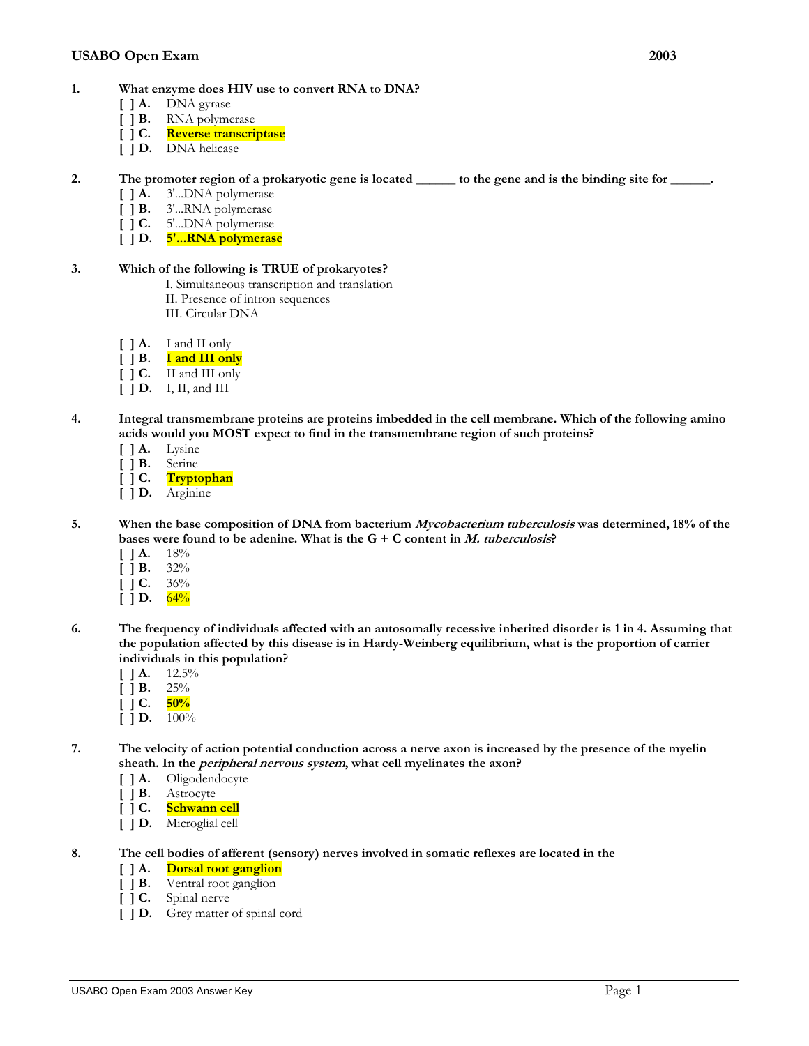# USABO Open Exam 2003

1. **What enzyme does HIV use to convert RNA to DNA?**
   - [ ] **A.** DNA gyrase
   - [ ] **B.** RNA polymerase
   - [ ] **C.** **Reverse transcriptase**
   - [ ] **D.** DNA helicase

2. **The promoter region of a prokaryotic gene is located ______ to the gene and is the binding site for ______.**
   - [ ] **A.** 3'...DNA polymerase
   - [ ] **B.** 3'...RNA polymerase
   - [ ] **C.** 5'...DNA polymerase
   - [ ] **D.** **5'...RNA polymerase**

3. **Which of the following is TRUE of prokaryotes?**

   I. Simultaneous transcription and translation
   II. Presence of intron sequences
   III. Circular DNA

   - [ ] **A.** I and II only
   - [ ] **B.** **I and III only**
   - [ ] **C.** II and III only
   - [ ] **D.** I, II, and III

4. **Integral transmembrane proteins are proteins imbedded in the cell membrane. Which of the following amino acids would you MOST expect to find in the transmembrane region of such proteins?**
   - [ ] **A.** Lysine
   - [ ] **B.** Serine
   - [ ] **C.** **Tryptophan**
   - [ ] **D.** Arginine

5. **When the base composition of DNA from bacterium *Mycobacterium tuberculosis* was determined, 18% of the bases were found to be adenine. What is the G + C content in *M. tuberculosis*?**
   - [ ] **A.** 18%
   - [ ] **B.** 32%
   - [ ] **C.** 36%
   - [ ] **D.** 64%

6. **The frequency of individuals affected with an autosomally recessive inherited disorder is 1 in 4. Assuming that the population affected by this disease is in Hardy-Weinberg equilibrium, what is the proportion of carrier individuals in this population?**
   - [ ] **A.** 12.5%
   - [ ] **B.** 25%
   - [ ] **C.** **50%**
   - [ ] **D.** 100%

7. **The velocity of action potential conduction across a nerve axon is increased by the presence of the myelin sheath. In the *peripheral nervous system*, what cell myelinates the axon?**
   - [ ] **A.** Oligodendocyte
   - [ ] **B.** Astrocyte
   - [ ] **C.** **Schwann cell**
   - [ ] **D.** Microglial cell

8. **The cell bodies of afferent (sensory) nerves involved in somatic reflexes are located in the**
   - [ ] **A.** **Dorsal root ganglion**
   - [ ] **B.** Ventral root ganglion
   - [ ] **C.** Spinal nerve
   - [ ] **D.** Grey matter of spinal cord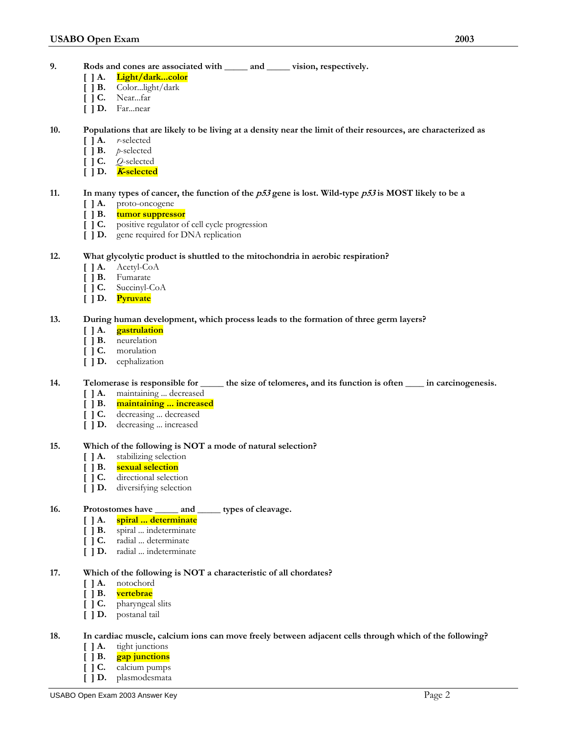**9.** **Rods and cones are associated with _____ and _____ vision, respectively.**

[ ] **A.** **Light/dark...color**
[ ] **B.** Color...light/dark
[ ] **C.** Near...far
[ ] **D.** Far...near

**10.** **Populations that are likely to be living at a density near the limit of their resources, are characterized as**

[ ] **A.** *r*-selected
[ ] **B.** *p*-selected
[ ] **C.** *Q*-selected
[ ] **D.** ***K*-selected**

**11.** **In many types of cancer, the function of the *p53* gene is lost. Wild-type *p53* is MOST likely to be a**

[ ] **A.** proto-oncogene
[ ] **B.** **tumor suppressor**
[ ] **C.** positive regulator of cell cycle progression
[ ] **D.** gene required for DNA replication

**12.** **What glycolytic product is shuttled to the mitochondria in aerobic respiration?**

[ ] **A.** Acetyl-CoA
[ ] **B.** Fumarate
[ ] **C.** Succinyl-CoA
[ ] **D.** **Pyruvate**

**13.** **During human development, which process leads to the formation of three germ layers?**

[ ] **A.** **gastrulation**
[ ] **B.** neurelation
[ ] **C.** morulation
[ ] **D.** cephalization

**14.** **Telomerase is responsible for _____ the size of telomeres, and its function is often ____ in carcinogenesis.**

[ ] **A.** maintaining ... decreased
[ ] **B.** **maintaining ... increased**
[ ] **C.** decreasing ... decreased
[ ] **D.** decreasing ... increased

**15.** **Which of the following is NOT a mode of natural selection?**

[ ] **A.** stabilizing selection
[ ] **B.** **sexual selection**
[ ] **C.** directional selection
[ ] **D.** diversifying selection

**16.** **Protostomes have _____ and _____ types of cleavage.**

[ ] **A.** **spiral ... determinate**
[ ] **B.** spiral ... indeterminate
[ ] **C.** radial ... determinate
[ ] **D.** radial ... indeterminate

**17.** **Which of the following is NOT a characteristic of all chordates?**

[ ] **A.** notochord
[ ] **B.** **vertebrae**
[ ] **C.** pharyngeal slits
[ ] **D.** postanal tail

**18.** **In cardiac muscle, calcium ions can move freely between adjacent cells through which of the following?**

[ ] **A.** tight junctions
[ ] **B.** **gap junctions**
[ ] **C.** calcium pumps
[ ] **D.** plasmodesmata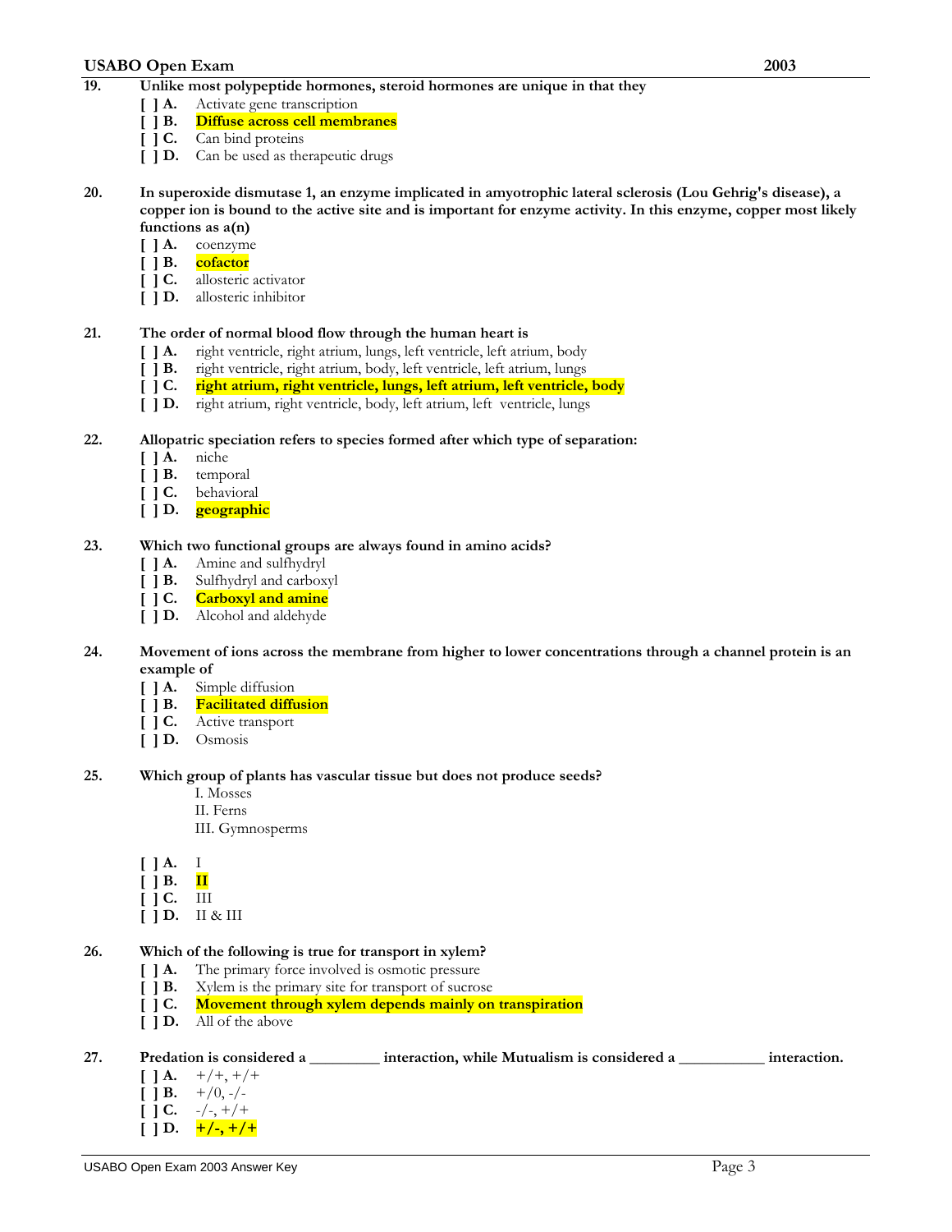**19. Unlike most polypeptide hormones, steroid hormones are unique in that they**

[ ] **A.** Activate gene transcription
[ ] **B.** **Diffuse across cell membranes**
[ ] **C.** Can bind proteins
[ ] **D.** Can be used as therapeutic drugs

**20. In superoxide dismutase 1, an enzyme implicated in amyotrophic lateral sclerosis (Lou Gehrig's disease), a copper ion is bound to the active site and is important for enzyme activity. In this enzyme, copper most likely functions as a(n)**

[ ] **A.** coenzyme
[ ] **B.** **cofactor**
[ ] **C.** allosteric activator
[ ] **D.** allosteric inhibitor

**21. The order of normal blood flow through the human heart is**

[ ] **A.** right ventricle, right atrium, lungs, left ventricle, left atrium, body
[ ] **B.** right ventricle, right atrium, body, left ventricle, left atrium, lungs
[ ] **C.** **right atrium, right ventricle, lungs, left atrium, left ventricle, body**
[ ] **D.** right atrium, right ventricle, body, left atrium, left ventricle, lungs

**22. Allopatric speciation refers to species formed after which type of separation:**

[ ] **A.** niche
[ ] **B.** temporal
[ ] **C.** behavioral
[ ] **D.** **geographic**

**23. Which two functional groups are always found in amino acids?**

[ ] **A.** Amine and sulfhydryl
[ ] **B.** Sulfhydryl and carboxyl
[ ] **C.** **Carboxyl and amine**
[ ] **D.** Alcohol and aldehyde

**24. Movement of ions across the membrane from higher to lower concentrations through a channel protein is an example of**

[ ] **A.** Simple diffusion
[ ] **B.** **Facilitated diffusion**
[ ] **C.** Active transport
[ ] **D.** Osmosis

**25. Which group of plants has vascular tissue but does not produce seeds?**

I. Mosses
II. Ferns
III. Gymnosperms

[ ] **A.** I
[ ] **B.** **II**
[ ] **C.** III
[ ] **D.** II & III

**26. Which of the following is true for transport in xylem?**

[ ] **A.** The primary force involved is osmotic pressure
[ ] **B.** Xylem is the primary site for transport of sucrose
[ ] **C.** **Movement through xylem depends mainly on transpiration**
[ ] **D.** All of the above

**27. Predation is considered a ________ interaction, while Mutualism is considered a __________ interaction.**

[ ] **A.** +/+, +/+
[ ] **B.** +/0, -/-
[ ] **C.** -/-, +/+
[ ] **D.** **+/-, +/+**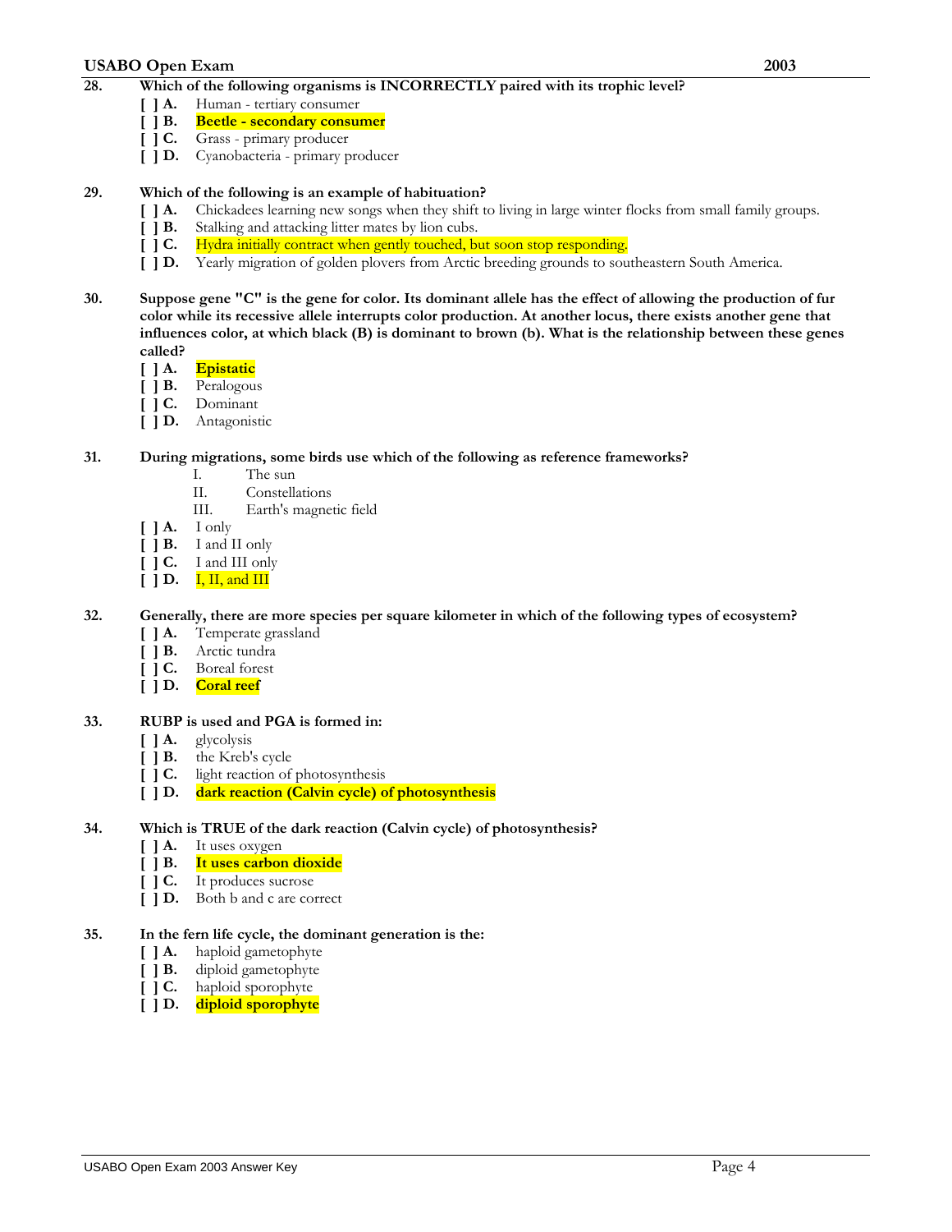**28. Which of the following organisms is INCORRECTLY paired with its trophic level?**

- [ ] **A.** Human - tertiary consumer
- [ ] **B.** **Beetle - secondary consumer**
- [ ] **C.** Grass - primary producer
- [ ] **D.** Cyanobacteria - primary producer

**29. Which of the following is an example of habituation?**

- [ ] **A.** Chickadees learning new songs when they shift to living in large winter flocks from small family groups.
- [ ] **B.** Stalking and attacking litter mates by lion cubs.
- [ ] **C.** Hydra initially contract when gently touched, but soon stop responding.
- [ ] **D.** Yearly migration of golden plovers from Arctic breeding grounds to southeastern South America.

**30. Suppose gene "C" is the gene for color. Its dominant allele has the effect of allowing the production of fur color while its recessive allele interrupts color production. At another locus, there exists another gene that influences color, at which black (B) is dominant to brown (b). What is the relationship between these genes called?**

- [ ] **A.** **Epistatic**
- [ ] **B.** Peralogous
- [ ] **C.** Dominant
- [ ] **D.** Antagonistic

**31. During migrations, some birds use which of the following as reference frameworks?**

I. The sun
II. Constellations
III. Earth's magnetic field

- [ ] **A.** I only
- [ ] **B.** I and II only
- [ ] **C.** I and III only
- [ ] **D.** I, II, and III

**32. Generally, there are more species per square kilometer in which of the following types of ecosystem?**

- [ ] **A.** Temperate grassland
- [ ] **B.** Arctic tundra
- [ ] **C.** Boreal forest
- [ ] **D.** **Coral reef**

**33. RUBP is used and PGA is formed in:**

- [ ] **A.** glycolysis
- [ ] **B.** the Kreb's cycle
- [ ] **C.** light reaction of photosynthesis
- [ ] **D.** **dark reaction (Calvin cycle) of photosynthesis**

**34. Which is TRUE of the dark reaction (Calvin cycle) of photosynthesis?**

- [ ] **A.** It uses oxygen
- [ ] **B.** **It uses carbon dioxide**
- [ ] **C.** It produces sucrose
- [ ] **D.** Both b and c are correct

**35. In the fern life cycle, the dominant generation is the:**

- [ ] **A.** haploid gametophyte
- [ ] **B.** diploid gametophyte
- [ ] **C.** haploid sporophyte
- [ ] **D.** **diploid sporophyte**